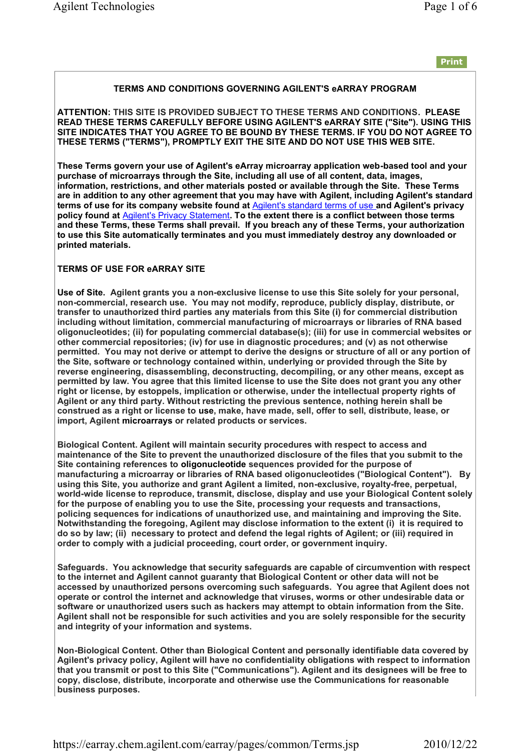**TERMS AND CONDITIONS GOVERNING AGILENT'S eARRAY PROGRAM**

**ATTENTION: THIS SITE IS PROVIDED SUBJECT TO THESE TERMS AND CONDITIONS. PLEASE READ THESE TERMS CAREFULLY BEFORE USING AGILENT'S eARRAY SITE ("Site"). USING THIS SITE INDICATES THAT YOU AGREE TO BE BOUND BY THESE TERMS. IF YOU DO NOT AGREE TO THESE TERMS ("TERMS"), PROMPTLY EXIT THE SITE AND DO NOT USE THIS WEB SITE.**

**These Terms govern your use of Agilent's eArray microarray application web-based tool and your purchase of microarrays through the Site, including all use of all content, data, images, information, restrictions, and other materials posted or available through the Site. These Terms are in addition to any other agreement that you may have with Agilent, including Agilent's standard terms of use for its company website found at Agilent's standard terms of use and Agilent's privacy policy found at Agilent's Privacy Statement. To the extent there is a conflict between those terms and these Terms, these Terms shall prevail. If you breach any of these Terms, your authorization to use this Site automatically terminates and you must immediately destroy any downloaded or printed materials.**

**TERMS OF USE FOR eARRAY SITE**

**Use of Site. Agilent grants you a non-exclusive license to use this Site solely for your personal, non-commercial, research use. You may not modify, reproduce, publicly display, distribute, or transfer to unauthorized third parties any materials from this Site (i) for commercial distribution including without limitation, commercial manufacturing of microarrays or libraries of RNA based oligonucleotides; (ii) for populating commercial database(s); (iii) for use in commercial websites or other commercial repositories; (iv) for use in diagnostic procedures; and (v) as not otherwise permitted. You may not derive or attempt to derive the designs or structure of all or any portion of the Site, software or technology contained within, underlying or provided through the Site by reverse engineering, disassembling, deconstructing, decompiling, or any other means, except as permitted by law. You agree that this limited license to use the Site does not grant you any other right or license, by estoppels, implication or otherwise, under the intellectual property rights of Agilent or any third party. Without restricting the previous sentence, nothing herein shall be construed as a right or license to use, make, have made, sell, offer to sell, distribute, lease, or import, Agilent microarrays or related products or services.**

**Biological Content. Agilent will maintain security procedures with respect to access and maintenance of the Site to prevent the unauthorized disclosure of the files that you submit to the Site containing references to oligonucleotide sequences provided for the purpose of manufacturing a microarray or libraries of RNA based oligonucleotides ("Biological Content"). By using this Site, you authorize and grant Agilent a limited, non-exclusive, royalty-free, perpetual, world-wide license to reproduce, transmit, disclose, display and use your Biological Content solely for the purpose of enabling you to use the Site, processing your requests and transactions, policing sequences for indications of unauthorized use, and maintaining and improving the Site. Notwithstanding the foregoing, Agilent may disclose information to the extent (i) it is required to do so by law; (ii) necessary to protect and defend the legal rights of Agilent; or (iii) required in order to comply with a judicial proceeding, court order, or government inquiry.**

**Safeguards. You acknowledge that security safeguards are capable of circumvention with respect to the internet and Agilent cannot guaranty that Biological Content or other data will not be accessed by unauthorized persons overcoming such safeguards. You agree that Agilent does not operate or control the internet and acknowledge that viruses, worms or other undesirable data or software or unauthorized users such as hackers may attempt to obtain information from the Site. Agilent shall not be responsible for such activities and you are solely responsible for the security and integrity of your information and systems.**

**Non-Biological Content. Other than Biological Content and personally identifiable data covered by Agilent's privacy policy, Agilent will have no confidentiality obligations with respect to information that you transmit or post to this Site ("Communications"). Agilent and its designees will be free to copy, disclose, distribute, incorporate and otherwise use the Communications for reasonable business purposes.**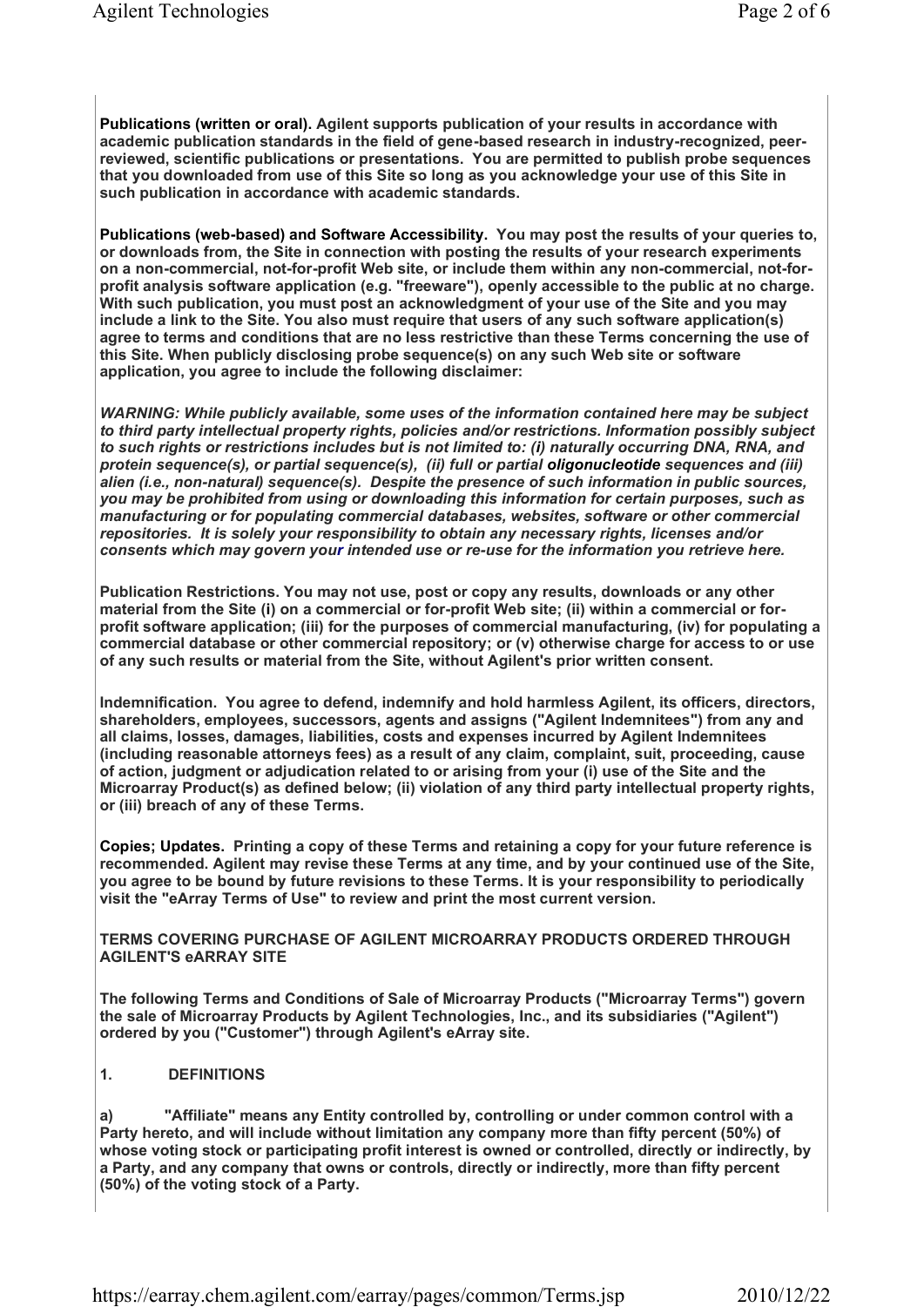**Publications (written or oral).** **Agilent supports publication of your results in accordance with academic publication standards in the field of gene-based research in industry-recognized, peer-reviewed, scientific publications or presentations. You are permitted to publish probe sequences that you downloaded from use of this Site so long as you acknowledge your use of this Site in such publication in accordance with academic standards.**

**Publications (web-based) and Software Accessibility.** **You may post the results of your queries to, or downloads from, the Site in connection with posting the results of your research experiments on a non-commercial, not-for-profit Web site, or include them within any non-commercial, not-for-profit analysis software application (e.g. "freeware"), openly accessible to the public at no charge. With such publication, you must post an acknowledgment of your use of the Site and you may include a link to the Site. You also must require that users of any such software application(s) agree to terms and conditions that are no less restrictive than these Terms concerning the use of this Site. When publicly disclosing probe sequence(s) on any such Web site or software application, you agree to include the following disclaimer:**

***WARNING: While publicly available, some uses of the information contained here may be subject to third party intellectual property rights, policies and/or restrictions. Information possibly subject to such rights or restrictions includes but is not limited to: (i) naturally occurring DNA, RNA, and protein sequence(s), or partial sequence(s), (ii) full or partial oligonucleotide sequences and (iii) alien (i.e., non-natural) sequence(s). Despite the presence of such information in public sources, you may be prohibited from using or downloading this information for certain purposes, such as manufacturing or for populating commercial databases, websites, software or other commercial repositories. It is solely your responsibility to obtain any necessary rights, licenses and/or consents which may govern your intended use or re-use for the information you retrieve here.***

**Publication Restrictions. You may not use, post or copy any results, downloads or any other material from the Site (i) on a commercial or for-profit Web site; (ii) within a commercial or for-profit software application; (iii) for the purposes of commercial manufacturing, (iv) for populating a commercial database or other commercial repository; or (v) otherwise charge for access to or use of any such results or material from the Site, without Agilent's prior written consent.**

**Indemnification.** **You agree to defend, indemnify and hold harmless Agilent, its officers, directors, shareholders, employees, successors, agents and assigns ("Agilent Indemnitees") from any and all claims, losses, damages, liabilities, costs and expenses incurred by Agilent Indemnitees (including reasonable attorneys fees) as a result of any claim, complaint, suit, proceeding, cause of action, judgment or adjudication related to or arising from your (i) use of the Site and the Microarray Product(s) as defined below; (ii) violation of any third party intellectual property rights, or (iii) breach of any of these Terms.**

**Copies; Updates.** **Printing a copy of these Terms and retaining a copy for your future reference is recommended. Agilent may revise these Terms at any time, and by your continued use of the Site, you agree to be bound by future revisions to these Terms. It is your responsibility to periodically visit the "eArray Terms of Use" to review and print the most current version.**

**TERMS COVERING PURCHASE OF AGILENT MICROARRAY PRODUCTS ORDERED THROUGH AGILENT'S eARRAY SITE**

**The following Terms and Conditions of Sale of Microarray Products ("Microarray Terms") govern the sale of Microarray Products by Agilent Technologies, Inc., and its subsidiaries ("Agilent") ordered by you ("Customer") through Agilent's eArray site.**

**1. DEFINITIONS**

**a) "Affiliate" means any Entity controlled by, controlling or under common control with a Party hereto, and will include without limitation any company more than fifty percent (50%) of whose voting stock or participating profit interest is owned or controlled, directly or indirectly, by a Party, and any company that owns or controls, directly or indirectly, more than fifty percent (50%) of the voting stock of a Party.**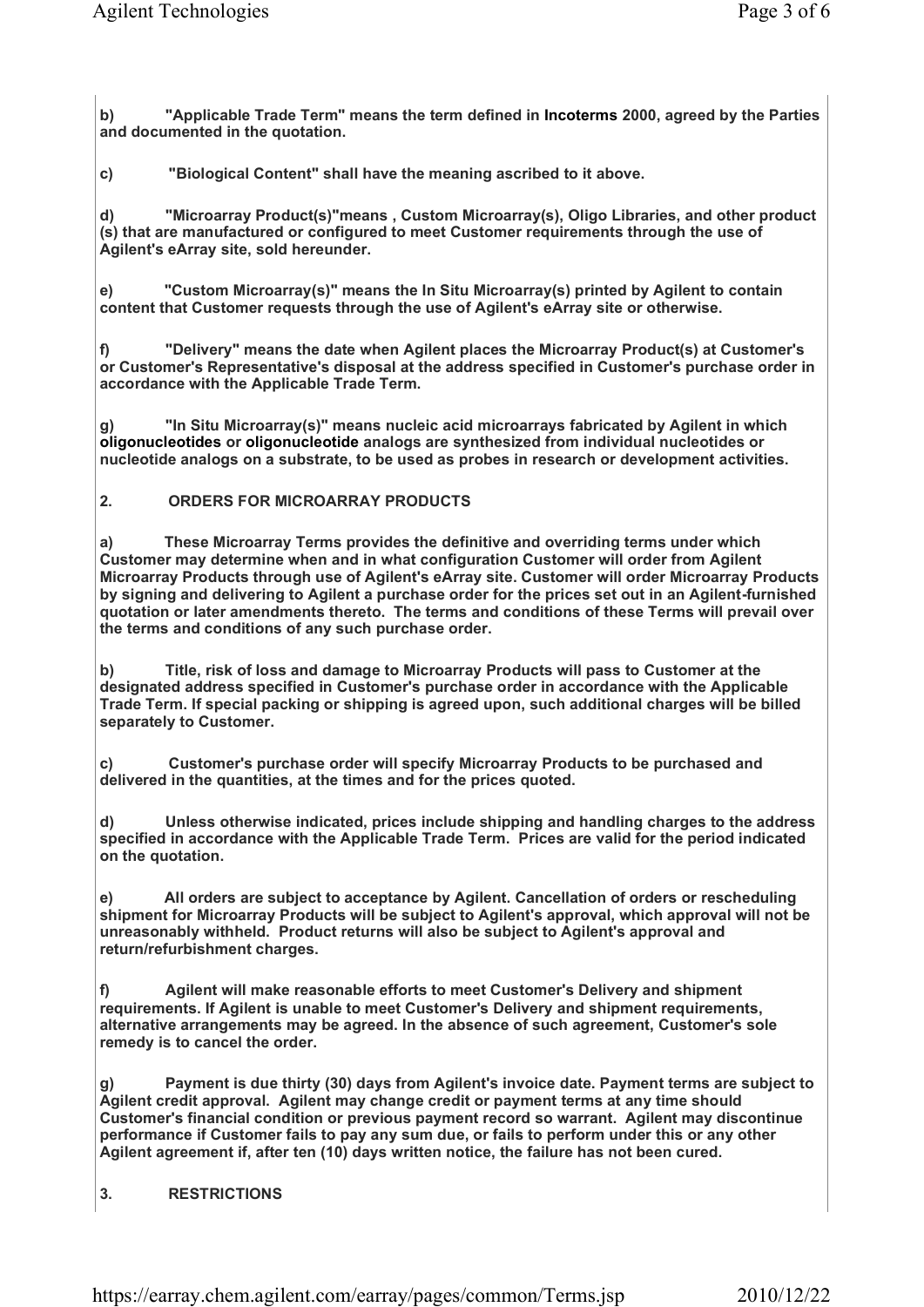**b)** **"Applicable Trade Term" means the term defined in Incoterms 2000, agreed by the Parties and documented in the quotation.**

**c)** **"Biological Content" shall have the meaning ascribed to it above.**

**d)** **"Microarray Product(s)"means , Custom Microarray(s), Oligo Libraries, and other product (s) that are manufactured or configured to meet Customer requirements through the use of Agilent's eArray site, sold hereunder.**

**e)** **"Custom Microarray(s)" means the In Situ Microarray(s) printed by Agilent to contain content that Customer requests through the use of Agilent's eArray site or otherwise.**

**f)** **"Delivery" means the date when Agilent places the Microarray Product(s) at Customer's or Customer's Representative's disposal at the address specified in Customer's purchase order in accordance with the Applicable Trade Term.**

**g)** **"In Situ Microarray(s)" means nucleic acid microarrays fabricated by Agilent in which oligonucleotides or oligonucleotide analogs are synthesized from individual nucleotides or nucleotide analogs on a substrate, to be used as probes in research or development activities.**

## 2. ORDERS FOR MICROARRAY PRODUCTS

**a)** **These Microarray Terms provides the definitive and overriding terms under which Customer may determine when and in what configuration Customer will order from Agilent Microarray Products through use of Agilent's eArray site. Customer will order Microarray Products by signing and delivering to Agilent a purchase order for the prices set out in an Agilent-furnished quotation or later amendments thereto. The terms and conditions of these Terms will prevail over the terms and conditions of any such purchase order.**

**b)** **Title, risk of loss and damage to Microarray Products will pass to Customer at the designated address specified in Customer's purchase order in accordance with the Applicable Trade Term. If special packing or shipping is agreed upon, such additional charges will be billed separately to Customer.**

**c)** **Customer's purchase order will specify Microarray Products to be purchased and delivered in the quantities, at the times and for the prices quoted.**

**d)** **Unless otherwise indicated, prices include shipping and handling charges to the address specified in accordance with the Applicable Trade Term. Prices are valid for the period indicated on the quotation.**

**e)** **All orders are subject to acceptance by Agilent. Cancellation of orders or rescheduling shipment for Microarray Products will be subject to Agilent's approval, which approval will not be unreasonably withheld. Product returns will also be subject to Agilent's approval and return/refurbishment charges.**

**f)** **Agilent will make reasonable efforts to meet Customer's Delivery and shipment requirements. If Agilent is unable to meet Customer's Delivery and shipment requirements, alternative arrangements may be agreed. In the absence of such agreement, Customer's sole remedy is to cancel the order.**

**g)** **Payment is due thirty (30) days from Agilent's invoice date. Payment terms are subject to Agilent credit approval. Agilent may change credit or payment terms at any time should Customer's financial condition or previous payment record so warrant. Agilent may discontinue performance if Customer fails to pay any sum due, or fails to perform under this or any other Agilent agreement if, after ten (10) days written notice, the failure has not been cured.**

## 3. RESTRICTIONS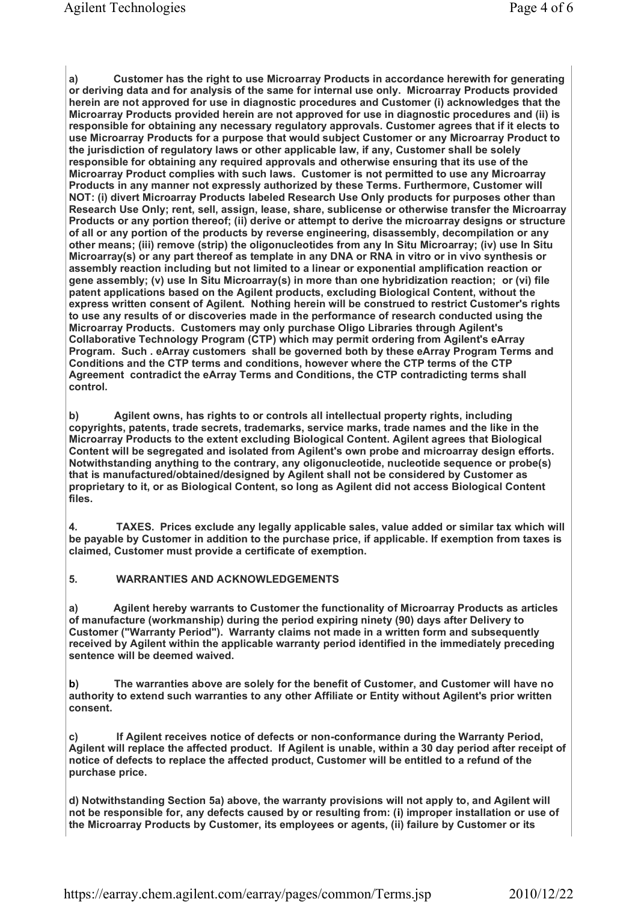**a) Customer has the right to use Microarray Products in accordance herewith for generating or deriving data and for analysis of the same for internal use only. Microarray Products provided herein are not approved for use in diagnostic procedures and Customer (i) acknowledges that the Microarray Products provided herein are not approved for use in diagnostic procedures and (ii) is responsible for obtaining any necessary regulatory approvals. Customer agrees that if it elects to use Microarray Products for a purpose that would subject Customer or any Microarray Product to the jurisdiction of regulatory laws or other applicable law, if any, Customer shall be solely responsible for obtaining any required approvals and otherwise ensuring that its use of the Microarray Product complies with such laws. Customer is not permitted to use any Microarray Products in any manner not expressly authorized by these Terms. Furthermore, Customer will NOT: (i) divert Microarray Products labeled Research Use Only products for purposes other than Research Use Only; rent, sell, assign, lease, share, sublicense or otherwise transfer the Microarray Products or any portion thereof; (ii) derive or attempt to derive the microarray designs or structure of all or any portion of the products by reverse engineering, disassembly, decompilation or any other means; (iii) remove (strip) the oligonucleotides from any In Situ Microarray; (iv) use In Situ Microarray(s) or any part thereof as template in any DNA or RNA in vitro or in vivo synthesis or assembly reaction including but not limited to a linear or exponential amplification reaction or gene assembly; (v) use In Situ Microarray(s) in more than one hybridization reaction; or (vi) file patent applications based on the Agilent products, excluding Biological Content, without the express written consent of Agilent. Nothing herein will be construed to restrict Customer's rights to use any results of or discoveries made in the performance of research conducted using the Microarray Products. Customers may only purchase Oligo Libraries through Agilent's Collaborative Technology Program (CTP) which may permit ordering from Agilent's eArray Program. Such . eArray customers shall be governed both by these eArray Program Terms and Conditions and the CTP terms and conditions, however where the CTP terms of the CTP Agreement contradict the eArray Terms and Conditions, the CTP contradicting terms shall control.**

**b) Agilent owns, has rights to or controls all intellectual property rights, including copyrights, patents, trade secrets, trademarks, service marks, trade names and the like in the Microarray Products to the extent excluding Biological Content. Agilent agrees that Biological Content will be segregated and isolated from Agilent's own probe and microarray design efforts. Notwithstanding anything to the contrary, any oligonucleotide, nucleotide sequence or probe(s) that is manufactured/obtained/designed by Agilent shall not be considered by Customer as proprietary to it, or as Biological Content, so long as Agilent did not access Biological Content files.**

**4. TAXES. Prices exclude any legally applicable sales, value added or similar tax which will be payable by Customer in addition to the purchase price, if applicable. If exemption from taxes is claimed, Customer must provide a certificate of exemption.**

**5. WARRANTIES AND ACKNOWLEDGEMENTS**

**a) Agilent hereby warrants to Customer the functionality of Microarray Products as articles of manufacture (workmanship) during the period expiring ninety (90) days after Delivery to Customer ("Warranty Period"). Warranty claims not made in a written form and subsequently received by Agilent within the applicable warranty period identified in the immediately preceding sentence will be deemed waived.**

**b) The warranties above are solely for the benefit of Customer, and Customer will have no authority to extend such warranties to any other Affiliate or Entity without Agilent's prior written consent.**

**c) If Agilent receives notice of defects or non-conformance during the Warranty Period, Agilent will replace the affected product. If Agilent is unable, within a 30 day period after receipt of notice of defects to replace the affected product, Customer will be entitled to a refund of the purchase price.**

**d) Notwithstanding Section 5a) above, the warranty provisions will not apply to, and Agilent will not be responsible for, any defects caused by or resulting from: (i) improper installation or use of the Microarray Products by Customer, its employees or agents, (ii) failure by Customer or its**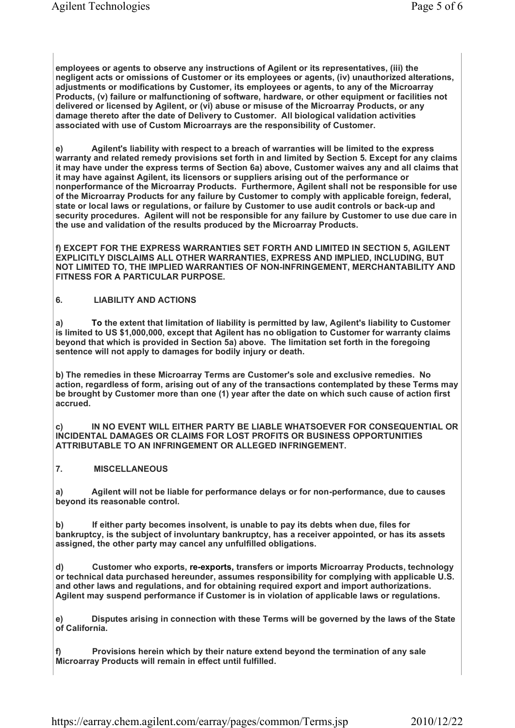**employees or agents to observe any instructions of Agilent or its representatives, (iii) the negligent acts or omissions of Customer or its employees or agents, (iv) unauthorized alterations, adjustments or modifications by Customer, its employees or agents, to any of the Microarray Products, (v) failure or malfunctioning of software, hardware, or other equipment or facilities not delivered or licensed by Agilent, or (vi) abuse or misuse of the Microarray Products, or any damage thereto after the date of Delivery to Customer. All biological validation activities associated with use of Custom Microarrays are the responsibility of Customer.**

**e) Agilent's liability with respect to a breach of warranties will be limited to the express warranty and related remedy provisions set forth in and limited by Section 5. Except for any claims it may have under the express terms of Section 6a) above, Customer waives any and all claims that it may have against Agilent, its licensors or suppliers arising out of the performance or nonperformance of the Microarray Products. Furthermore, Agilent shall not be responsible for use of the Microarray Products for any failure by Customer to comply with applicable foreign, federal, state or local laws or regulations, or failure by Customer to use audit controls or back-up and security procedures. Agilent will not be responsible for any failure by Customer to use due care in the use and validation of the results produced by the Microarray Products.**

**f) EXCEPT FOR THE EXPRESS WARRANTIES SET FORTH AND LIMITED IN SECTION 5, AGILENT EXPLICITLY DISCLAIMS ALL OTHER WARRANTIES, EXPRESS AND IMPLIED, INCLUDING, BUT NOT LIMITED TO, THE IMPLIED WARRANTIES OF NON-INFRINGEMENT, MERCHANTABILITY AND FITNESS FOR A PARTICULAR PURPOSE.**

## 6. LIABILITY AND ACTIONS

**a) To the extent that limitation of liability is permitted by law, Agilent's liability to Customer is limited to US $1,000,000, except that Agilent has no obligation to Customer for warranty claims beyond that which is provided in Section 5a) above. The limitation set forth in the foregoing sentence will not apply to damages for bodily injury or death.**

**b) The remedies in these Microarray Terms are Customer's sole and exclusive remedies. No action, regardless of form, arising out of any of the transactions contemplated by these Terms may be brought by Customer more than one (1) year after the date on which such cause of action first accrued.**

**c) IN NO EVENT WILL EITHER PARTY BE LIABLE WHATSOEVER FOR CONSEQUENTIAL OR INCIDENTAL DAMAGES OR CLAIMS FOR LOST PROFITS OR BUSINESS OPPORTUNITIES ATTRIBUTABLE TO AN INFRINGEMENT OR ALLEGED INFRINGEMENT.**

## 7. MISCELLANEOUS

**a) Agilent will not be liable for performance delays or for non-performance, due to causes beyond its reasonable control.**

**b) If either party becomes insolvent, is unable to pay its debts when due, files for bankruptcy, is the subject of involuntary bankruptcy, has a receiver appointed, or has its assets assigned, the other party may cancel any unfulfilled obligations.**

**d) Customer who exports, re-exports, transfers or imports Microarray Products, technology or technical data purchased hereunder, assumes responsibility for complying with applicable U.S. and other laws and regulations, and for obtaining required export and import authorizations. Agilent may suspend performance if Customer is in violation of applicable laws or regulations.**

**e) Disputes arising in connection with these Terms will be governed by the laws of the State of California.**

**f) Provisions herein which by their nature extend beyond the termination of any sale Microarray Products will remain in effect until fulfilled.**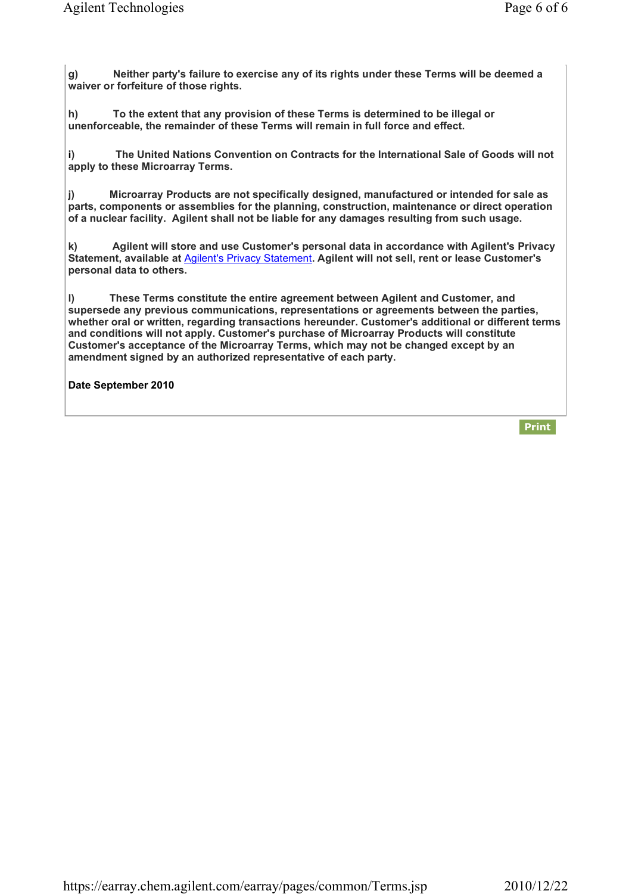**g)** **Neither party's failure to exercise any of its rights under these Terms will be deemed a waiver or forfeiture of those rights.**

**h)** **To the extent that any provision of these Terms is determined to be illegal or unenforceable, the remainder of these Terms will remain in full force and effect.**

**i)** **The United Nations Convention on Contracts for the International Sale of Goods will not apply to these Microarray Terms.**

**j)** **Microarray Products are not specifically designed, manufactured or intended for sale as parts, components or assemblies for the planning, construction, maintenance or direct operation of a nuclear facility. Agilent shall not be liable for any damages resulting from such usage.**

**k)** **Agilent will store and use Customer's personal data in accordance with Agilent's Privacy Statement, available at** Agilent's Privacy Statement**. Agilent will not sell, rent or lease Customer's personal data to others.**

**l)** **These Terms constitute the entire agreement between Agilent and Customer, and supersede any previous communications, representations or agreements between the parties, whether oral or written, regarding transactions hereunder. Customer's additional or different terms and conditions will not apply. Customer's purchase of Microarray Products will constitute Customer's acceptance of the Microarray Terms, which may not be changed except by an amendment signed by an authorized representative of each party.**

**Date September 2010**

Print